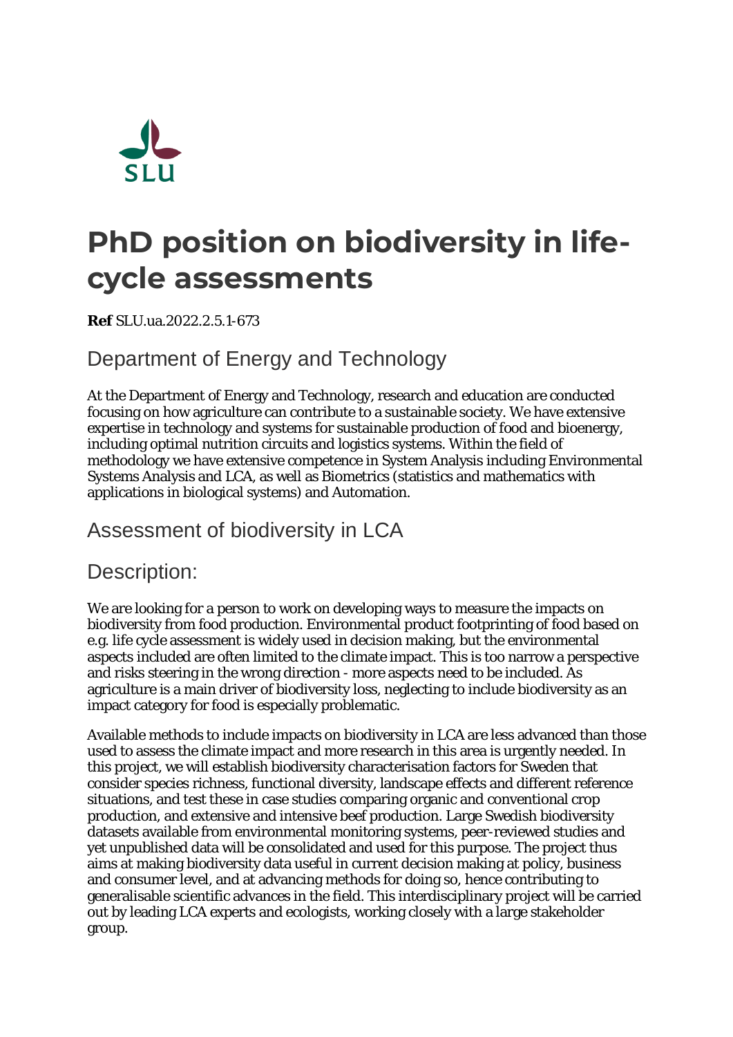SLU

# PhD position on biodiversity in life-cycle assessments

**Ref** SLU.ua.2022.2.5.1-673

## Department of Energy and Technology

At the Department of Energy and Technology, research and education are conducted focusing on how agriculture can contribute to a sustainable society. We have extensive expertise in technology and systems for sustainable production of food and bioenergy, including optimal nutrition circuits and logistics systems. Within the field of methodology we have extensive competence in System Analysis including Environmental Systems Analysis and LCA, as well as Biometrics (statistics and mathematics with applications in biological systems) and Automation.

## Assessment of biodiversity in LCA

## Description:

We are looking for a person to work on developing ways to measure the impacts on biodiversity from food production. Environmental product footprinting of food based on e.g. life cycle assessment is widely used in decision making, but the environmental aspects included are often limited to the climate impact. This is too narrow a perspective and risks steering in the wrong direction - more aspects need to be included. As agriculture is a main driver of biodiversity loss, neglecting to include biodiversity as an impact category for food is especially problematic.

Available methods to include impacts on biodiversity in LCA are less advanced than those used to assess the climate impact and more research in this area is urgently needed. In this project, we will establish biodiversity characterisation factors for Sweden that consider species richness, functional diversity, landscape effects and different reference situations, and test these in case studies comparing organic and conventional crop production, and extensive and intensive beef production. Large Swedish biodiversity datasets available from environmental monitoring systems, peer-reviewed studies and yet unpublished data will be consolidated and used for this purpose. The project thus aims at making biodiversity data useful in current decision making at policy, business and consumer level, and at advancing methods for doing so, hence contributing to generalisable scientific advances in the field. This interdisciplinary project will be carried out by leading LCA experts and ecologists, working closely with a large stakeholder group.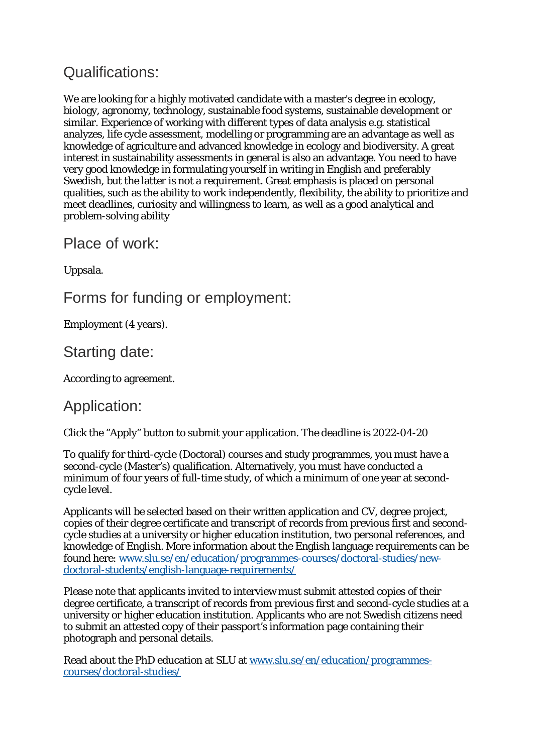## Qualifications:

We are looking for a highly motivated candidate with a master's degree in ecology, biology, agronomy, technology, sustainable food systems, sustainable development or similar. Experience of working with different types of data analysis e.g. statistical analyzes, life cycle assessment, modelling or programming are an advantage as well as knowledge of agriculture and advanced knowledge in ecology and biodiversity. A great interest in sustainability assessments in general is also an advantage. You need to have very good knowledge in formulating yourself in writing in English and preferably Swedish, but the latter is not a requirement. Great emphasis is placed on personal qualities, such as the ability to work independently, flexibility, the ability to prioritize and meet deadlines, curiosity and willingness to learn, as well as a good analytical and problem-solving ability

## Place of work:

Uppsala.

## Forms for funding or employment:

Employment (4 years).

## Starting date:

According to agreement.

## Application:

Click the "Apply" button to submit your application. The deadline is 2022-04-20

To qualify for third-cycle (Doctoral) courses and study programmes, you must have a second-cycle (Master's) qualification. Alternatively, you must have conducted a minimum of four years of full-time study, of which a minimum of one year at second-cycle level.

Applicants will be selected based on their written application and CV, degree project, copies of their degree certificate and transcript of records from previous first and second-cycle studies at a university or higher education institution, two personal references, and knowledge of English. More information about the English language requirements can be found here: [www.slu.se/en/education/programmes-courses/doctoral-studies/new-doctoral-students/english-language-requirements/](www.slu.se/en/education/programmes-courses/doctoral-studies/new-doctoral-students/english-language-requirements/)

Please note that applicants invited to interview must submit attested copies of their degree certificate, a transcript of records from previous first and second-cycle studies at a university or higher education institution. Applicants who are not Swedish citizens need to submit an attested copy of their passport's information page containing their photograph and personal details.

Read about the PhD education at SLU at [www.slu.se/en/education/programmes-courses/doctoral-studies/](www.slu.se/en/education/programmes-courses/doctoral-studies/)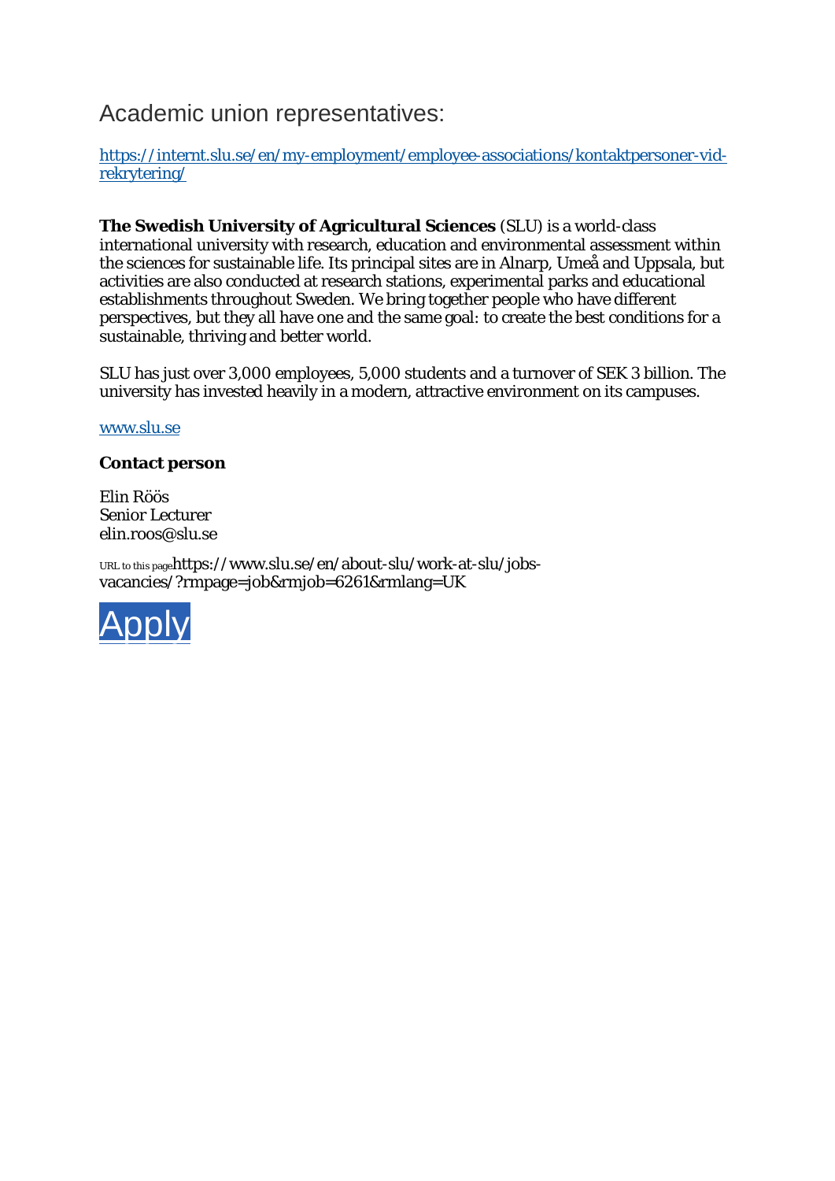## Academic union representatives:

https://internt.slu.se/en/my-employment/employee-associations/kontaktpersoner-vid-rekrytering/

**The Swedish University of Agricultural Sciences** (SLU) is a world-class international university with research, education and environmental assessment within the sciences for sustainable life. Its principal sites are in Alnarp, Umeå and Uppsala, but activities are also conducted at research stations, experimental parks and educational establishments throughout Sweden. We bring together people who have different perspectives, but they all have one and the same goal: to create the best conditions for a sustainable, thriving and better world.

SLU has just over 3,000 employees, 5,000 students and a turnover of SEK 3 billion. The university has invested heavily in a modern, attractive environment on its campuses.

www.slu.se

**Contact person**

Elin Röös
Senior Lecturer
elin.roos@slu.se

URL to this page https://www.slu.se/en/about-slu/work-at-slu/jobs-vacancies/?rmpage=job&rmjob=6261&rmlang=UK

Apply